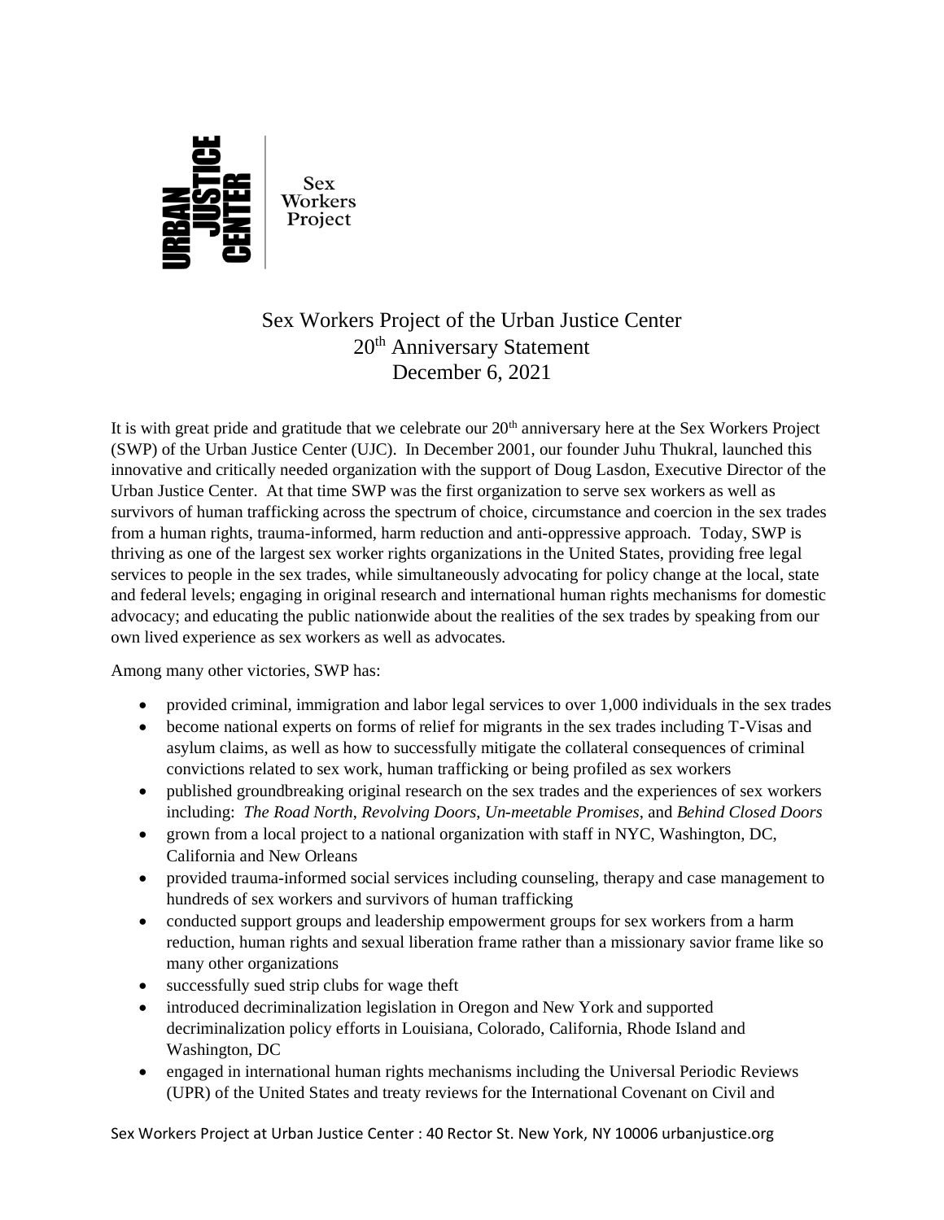URBAN JUSTICE CENTER | Sex Workers Project

# Sex Workers Project of the Urban Justice Center
## 20th Anniversary Statement
## December 6, 2021

It is with great pride and gratitude that we celebrate our 20th anniversary here at the Sex Workers Project (SWP) of the Urban Justice Center (UJC). In December 2001, our founder Juhu Thukral, launched this innovative and critically needed organization with the support of Doug Lasdon, Executive Director of the Urban Justice Center. At that time SWP was the first organization to serve sex workers as well as survivors of human trafficking across the spectrum of choice, circumstance and coercion in the sex trades from a human rights, trauma-informed, harm reduction and anti-oppressive approach. Today, SWP is thriving as one of the largest sex worker rights organizations in the United States, providing free legal services to people in the sex trades, while simultaneously advocating for policy change at the local, state and federal levels; engaging in original research and international human rights mechanisms for domestic advocacy; and educating the public nationwide about the realities of the sex trades by speaking from our own lived experience as sex workers as well as advocates.

Among many other victories, SWP has:

- provided criminal, immigration and labor legal services to over 1,000 individuals in the sex trades
- become national experts on forms of relief for migrants in the sex trades including T-Visas and asylum claims, as well as how to successfully mitigate the collateral consequences of criminal convictions related to sex work, human trafficking or being profiled as sex workers
- published groundbreaking original research on the sex trades and the experiences of sex workers including: *The Road North*, *Revolving Doors*, *Un-meetable Promises*, and *Behind Closed Doors*
- grown from a local project to a national organization with staff in NYC, Washington, DC, California and New Orleans
- provided trauma-informed social services including counseling, therapy and case management to hundreds of sex workers and survivors of human trafficking
- conducted support groups and leadership empowerment groups for sex workers from a harm reduction, human rights and sexual liberation frame rather than a missionary savior frame like so many other organizations
- successfully sued strip clubs for wage theft
- introduced decriminalization legislation in Oregon and New York and supported decriminalization policy efforts in Louisiana, Colorado, California, Rhode Island and Washington, DC
- engaged in international human rights mechanisms including the Universal Periodic Reviews (UPR) of the United States and treaty reviews for the International Covenant on Civil and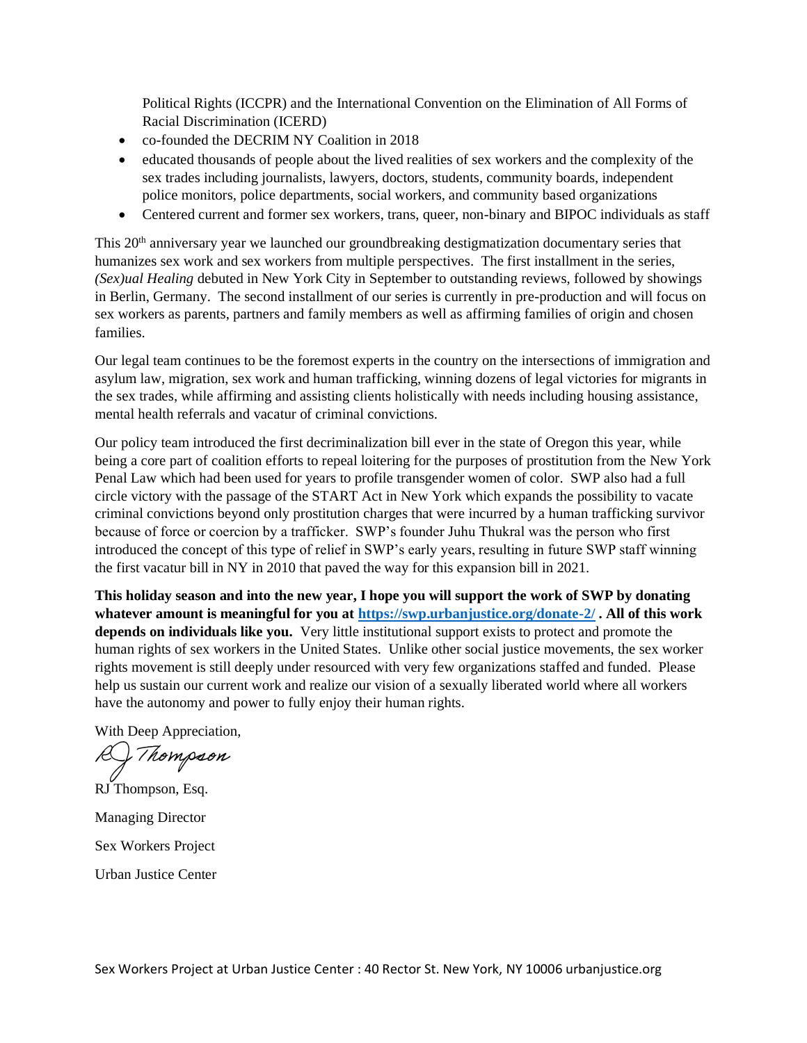Political Rights (ICCPR) and the International Convention on the Elimination of All Forms of Racial Discrimination (ICERD)
- co-founded the DECRIM NY Coalition in 2018
- educated thousands of people about the lived realities of sex workers and the complexity of the sex trades including journalists, lawyers, doctors, students, community boards, independent police monitors, police departments, social workers, and community based organizations
- Centered current and former sex workers, trans, queer, non-binary and BIPOC individuals as staff

This 20th anniversary year we launched our groundbreaking destigmatization documentary series that humanizes sex work and sex workers from multiple perspectives. The first installment in the series, *(Sex)ual Healing* debuted in New York City in September to outstanding reviews, followed by showings in Berlin, Germany. The second installment of our series is currently in pre-production and will focus on sex workers as parents, partners and family members as well as affirming families of origin and chosen families.

Our legal team continues to be the foremost experts in the country on the intersections of immigration and asylum law, migration, sex work and human trafficking, winning dozens of legal victories for migrants in the sex trades, while affirming and assisting clients holistically with needs including housing assistance, mental health referrals and vacatur of criminal convictions.

Our policy team introduced the first decriminalization bill ever in the state of Oregon this year, while being a core part of coalition efforts to repeal loitering for the purposes of prostitution from the New York Penal Law which had been used for years to profile transgender women of color. SWP also had a full circle victory with the passage of the START Act in New York which expands the possibility to vacate criminal convictions beyond only prostitution charges that were incurred by a human trafficking survivor because of force or coercion by a trafficker. SWP's founder Juhu Thukral was the person who first introduced the concept of this type of relief in SWP's early years, resulting in future SWP staff winning the first vacatur bill in NY in 2010 that paved the way for this expansion bill in 2021.

**This holiday season and into the new year, I hope you will support the work of SWP by donating whatever amount is meaningful for you at https://swp.urbanjustice.org/donate-2/ . All of this work depends on individuals like you.** Very little institutional support exists to protect and promote the human rights of sex workers in the United States. Unlike other social justice movements, the sex worker rights movement is still deeply under resourced with very few organizations staffed and funded. Please help us sustain our current work and realize our vision of a sexually liberated world where all workers have the autonomy and power to fully enjoy their human rights.

With Deep Appreciation,

RJ Thompson

RJ Thompson, Esq.

Managing Director

Sex Workers Project

Urban Justice Center

Sex Workers Project at Urban Justice Center : 40 Rector St. New York, NY 10006 urbanjustice.org